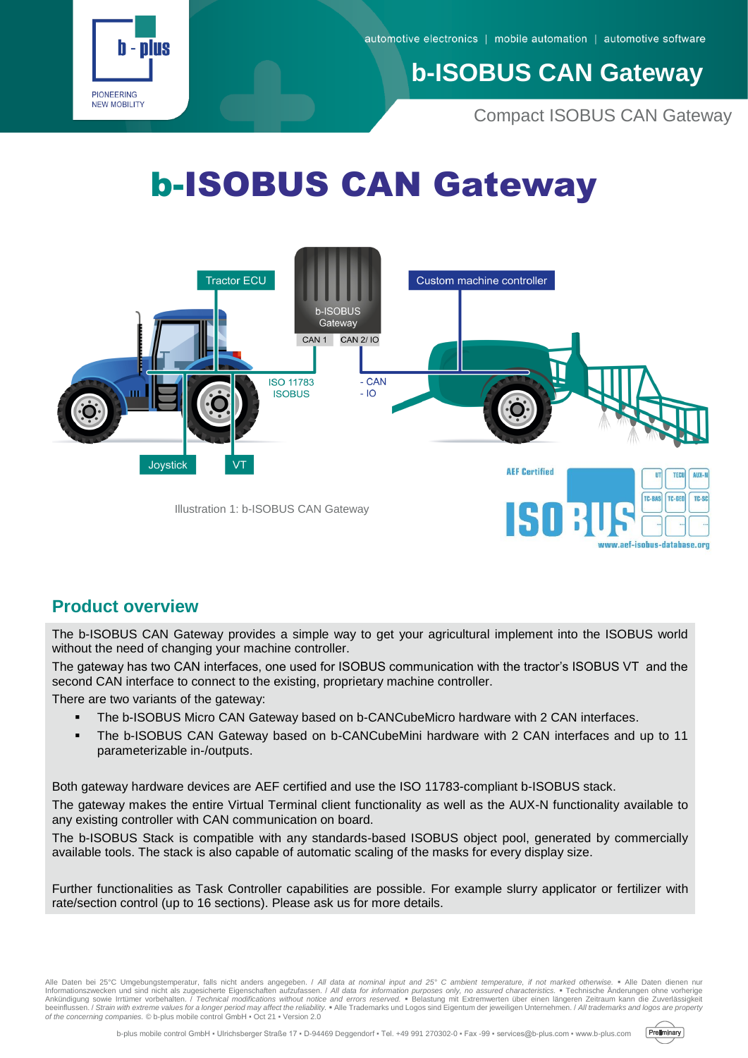# b-ISOBUS CAN Gateway

Compact ISOBUS CAN Gateway

Illustration 1: b-ISOBUS CAN Gateway

## Product overview

The b-ISOBUS CAN Gateway provides a simple way to get your agricultural implement into the ISOBUS world without the need of changing your machine controller.

The gateway has two CAN interfaces, one used for ISOBUS communication with the tractor's ISOBUS VT and the second CAN interface to connect to the existing, proprietary machine controller.

There are two variants of the gateway:

- The b-ISOBUS Micro CAN Gateway based on b-CANCubeMicro hardware with 2 CAN interfaces.
- The b-ISOBUS CAN Gateway based on b-CANCubeMini hardware with 2 CAN interfaces and up to 11 parameterizable in-/outputs.

Both gateway hardware devices are AEF certified and use the ISO 11783-compliant b-ISOBUS stack.

The gateway makes the entire Virtual Terminal client functionality as well as the AUX-N functionality available to any existing controller with CAN communication on board.

The b-ISOBUS Stack is compatible with any standards-based ISOBUS object pool, generated by commercially available tools. The stack is also capable of automatic scaling of the masks for every display size.

Further functionalities as Task Controller capabilities are possible. For example slurry applicator or fertilizer with rate/section control (up to 16 sections). Please ask us for more details.

Alle Daten bei 25°C Umgebungstemperatur, falls nicht anders angegeben. / *All data at nominal input and 25° C ambient temperature, if not marked otherwise.* ▪ Alle Daten dienen nur Informationszwecken und sind nicht als zugesicherte Eigenschaften aufzufassen. / *All data for information purposes only, no assured characteristics.* ▪ Technische Änderungen ohne vorherige Ankündigung sowie Irrtümer vorbehalten. / *Technical modifications without notice and errors reserved.* ▪ Belastung mit Extremwerten über einen längeren Zeitraum kann die Zuverlässigkeit beeinflussen. / *Strain with extreme values for a longer period may affect the reliability.* ▪ Alle Trademarks und Logos sind Eigentum der jeweiligen Unternehmen. / *All trademarks and logos are property of the concerning companies.* © b-plus mobile control GmbH ▪ Oct 21 ▪ Version 2.0

b-plus mobile control GmbH ▪ Ulrichsberger Straße 17 ▪ D-94469 Deggendorf ▪ Tel. +49 991 270302-0 ▪ Fax -99 ▪ services@b-plus.com ▪ www.b-plus.com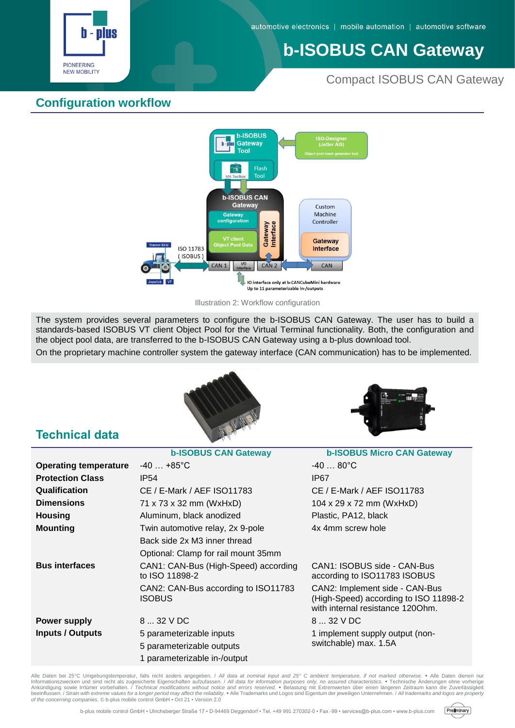## Configuration workflow

Illustration 2: Workflow configuration

The system provides several parameters to configure the b-ISOBUS CAN Gateway. The user has to build a standards-based ISOBUS VT client Object Pool for the Virtual Terminal functionality. Both, the configuration and the object pool data, are transferred to the b-ISOBUS CAN Gateway using a b-plus download tool.

On the proprietary machine controller system the gateway interface (CAN communication) has to be implemented.

## Technical data

| | b-ISOBUS CAN Gateway | b-ISOBUS Micro CAN Gateway |
|---|---|---|
| **Operating temperature** | -40 … +85°C | -40 … 80°C |
| **Protection Class** | IP54 | IP67 |
| **Qualification** | CE / E-Mark / AEF ISO11783 | CE / E-Mark / AEF ISO11783 |
| **Dimensions** | 71 x 73 x 32 mm (WxHxD) | 104 x 29 x 72 mm (WxHxD) |
| **Housing** | Aluminum, black anodized | Plastic, PA12, black |
| **Mounting** | Twin automotive relay, 2x 9-pole<br>Back side 2x M3 inner thread<br>Optional: Clamp for rail mount 35mm | 4x 4mm screw hole |
| **Bus interfaces** | CAN1: CAN-Bus (High-Speed) according to ISO 11898-2<br>CAN2: CAN-Bus according to ISO11783 ISOBUS | CAN1: ISOBUS side - CAN-Bus according to ISO11783 ISOBUS<br>CAN2: Implement side - CAN-Bus (High-Speed) according to ISO 11898-2 with internal resistance 120Ohm. |
| **Power supply** | 8 ... 32 V DC | 8 ... 32 V DC |
| **Inputs / Outputs** | 5 parameterizable inputs<br>5 parameterizable outputs<br>1 parameterizable in-/output | 1 implement supply output (non-switchable) max. 1.5A |

Alle Daten bei 25°C Umgebungstemperatur, falls nicht anders angegeben. / *All data at nominal input and 25° C ambient temperature, if not marked otherwise.* ▪ Alle Daten dienen nur Informationszwecken und sind nicht als zugesicherte Eigenschaften aufzufassen. / *All data for information purposes only, no assured characteristics.* ▪ Technische Änderungen ohne vorherige Ankündigung sowie Irrtümer vorbehalten. / *Technical modifications without notice and errors reserved.* ▪ Belastung mit Extremwerten über einen längeren Zeitraum kann die Zuverlässigkeit beeinflussen. / *Strain with extreme values for a longer period may affect the reliability.* ▪ Alle Trademarks und Logos sind Eigentum der jeweiligen Unternehmen. / *All trademarks and logos are property of the concerning companies.* © b-plus mobile control GmbH ▪ Oct 21 ▪ Version 2.0

b-plus mobile control GmbH ▪ Ulrichsberger Straße 17 ▪ D-94469 Deggendorf ▪ Tel. +49 991 270302-0 ▪ Fax -99 ▪ services@b-plus.com ▪ www.b-plus.com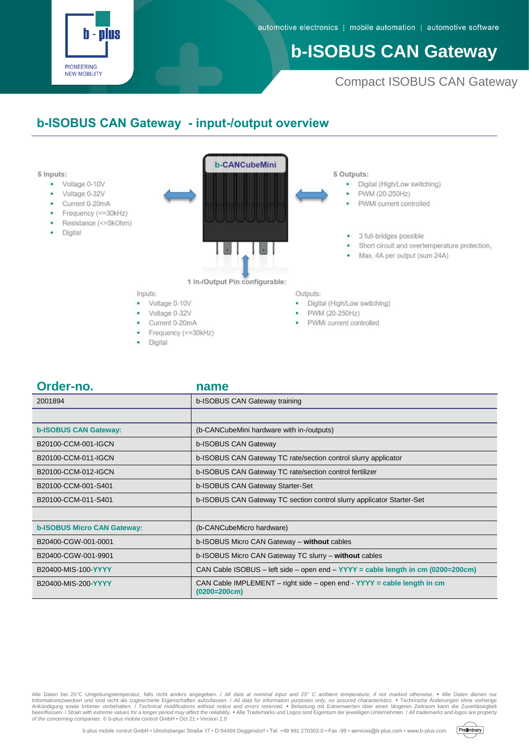automotive electronics | mobile automation | automotive software

# b-ISOBUS CAN Gateway

Compact ISOBUS CAN Gateway

## b-ISOBUS CAN Gateway - input-/output overview

b-CANCubeMini

**5 Inputs:**

- Voltage 0-10V
- Voltage 0-32V
- Current 0-20mA
- Frequency (<=30kHz)
- Resistance (<=5kOhm)
- Digital

**5 Outputs:**

- Digital (High/Low switching)
- PWM (20-250Hz)
- PWMi current controlled

- 3 full-bridges possible
- Short circuit and overtemperature protection,
- Max. 4A per output (sum 24A)

**1 In-/Output Pin configurable:**

Inputs:

- Voltage 0-10V
- Voltage 0-32V
- Current 0-20mA
- Frequency (<=30kHz)
- Digital

Outputs:

- Digital (High/Low switching)
- PWM (20-250Hz)
- PWMi current controlled

| Order-no. | name |
|---|---|
| 2001894 | b-ISOBUS CAN Gateway training |
| | |
| **b-ISOBUS CAN Gateway:** | (b-CANCubeMini hardware with in-/outputs) |
| B20100-CCM-001-IGCN | b-ISOBUS CAN Gateway |
| B20100-CCM-011-IGCN | b-ISOBUS CAN Gateway TC rate/section control slurry applicator |
| B20100-CCM-012-IGCN | b-ISOBUS CAN Gateway TC rate/section control fertilizer |
| B20100-CCM-001-S401 | b-ISOBUS CAN Gateway Starter-Set |
| B20100-CCM-011-S401 | b-ISOBUS CAN Gateway TC section control slurry applicator Starter-Set |
| | |
| **b-ISOBUS Micro CAN Gateway:** | (b-CANCubeMicro hardware) |
| B20400-CGW-001-0001 | b-ISOBUS Micro CAN Gateway – **without** cables |
| B20400-CGW-001-9901 | b-ISOBUS Micro CAN Gateway TC slurry – **without** cables |
| B20400-MIS-100-**YYYY** | CAN Cable ISOBUS – left side – open end – **YYYY = cable length in cm (0200=200cm)** |
| B20400-MIS-200-**YYYY** | CAN Cable IMPLEMENT – right side – open end - **YYYY = cable length in cm (0200=200cm)** |

Alle Daten bei 25°C Umgebungstemperatur, falls nicht anders angegeben. / *All data at nominal input and 25° C ambient temperature, if not marked otherwise.* ▪ Alle Daten dienen nur Informationszwecken und sind nicht als zugesicherte Eigenschaften aufzufassen. / *All data for information purposes only, no assured characteristics.* ▪ Technische Änderungen ohne vorherige Ankündigung sowie Irrtümer vorbehalten. / *Technical modifications without notice and errors reserved.* ▪ Belastung mit Extremwerten über einen längeren Zeitraum kann die Zuverlässigkeit beeinflussen. / *Strain with extreme values for a longer period may affect the reliability.* ▪ Alle Trademarks und Logos sind Eigentum der jeweiligen Unternehmen. / *All trademarks and logos are property of the concerning companies.* © b-plus mobile control GmbH ▪ Oct 21 ▪ Version 2.0

b-plus mobile control GmbH ▪ Ulrichsberger Straße 17 ▪ D-94469 Deggendorf ▪ Tel. +49 991 270302-0 ▪ Fax -99 ▪ services@b-plus.com ▪ www.b-plus.com

Preliminary